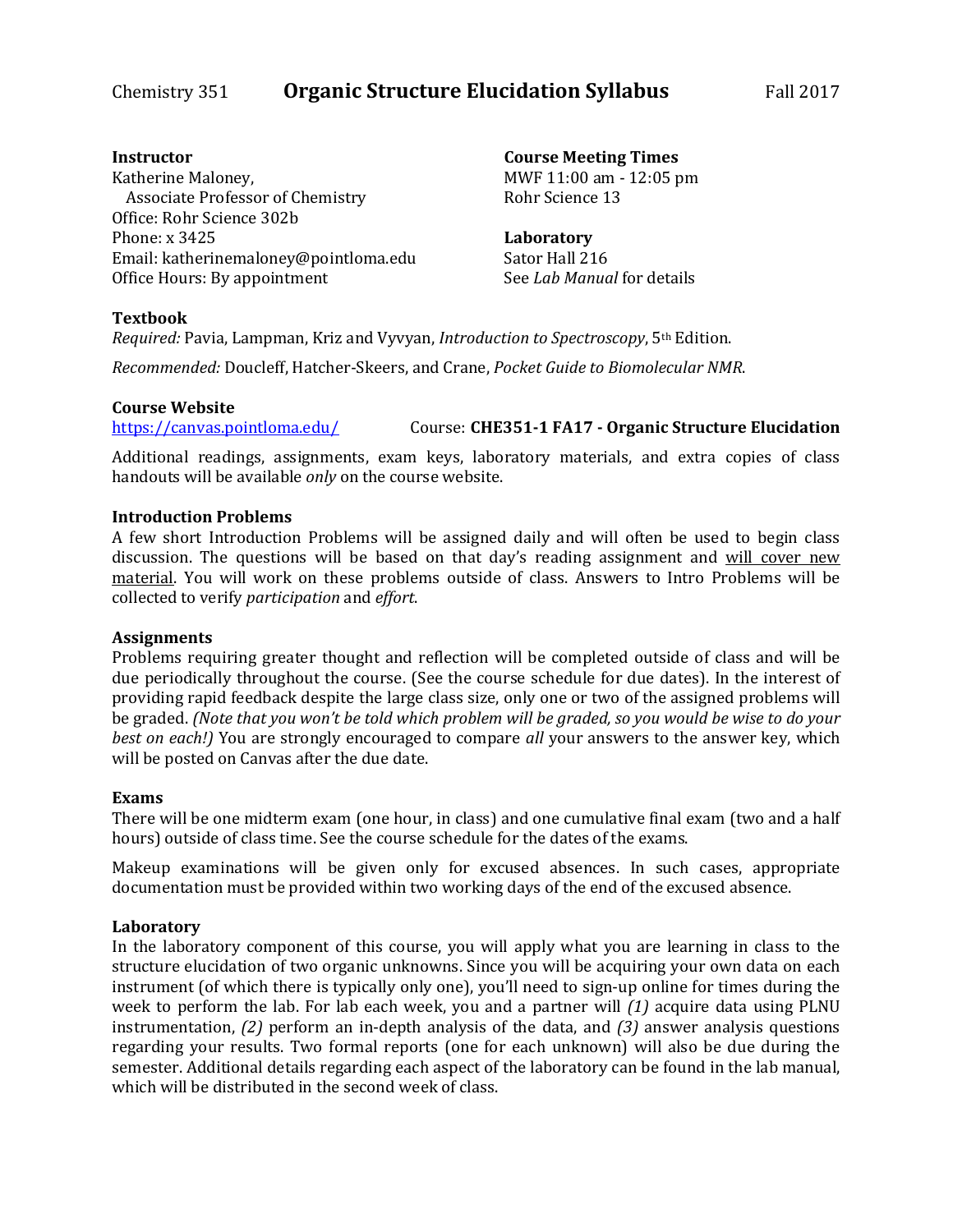# Chemistry 351 **Organic Structure Elucidation Syllabus** Fall 2017

**Instructor**
Katherine Maloney,
Associate Professor of Chemistry
Office: Rohr Science 302b
Phone: x 3425
Email: katherinemaloney@pointloma.edu
Office Hours: By appointment

**Course Meeting Times**
MWF 11:00 am - 12:05 pm
Rohr Science 13

**Laboratory**
Sator Hall 216
See *Lab Manual* for details

**Textbook**

*Required:* Pavia, Lampman, Kriz and Vyvyan, *Introduction to Spectroscopy*, 5th Edition.

*Recommended:* Doucleff, Hatcher-Skeers, and Crane, *Pocket Guide to Biomolecular NMR*.

**Course Website**
https://canvas.pointloma.edu/ Course: **CHE351-1 FA17 - Organic Structure Elucidation**

Additional readings, assignments, exam keys, laboratory materials, and extra copies of class handouts will be available *only* on the course website.

**Introduction Problems**

A few short Introduction Problems will be assigned daily and will often be used to begin class discussion. The questions will be based on that day's reading assignment and will cover new material. You will work on these problems outside of class. Answers to Intro Problems will be collected to verify *participation* and *effort*.

**Assignments**

Problems requiring greater thought and reflection will be completed outside of class and will be due periodically throughout the course. (See the course schedule for due dates). In the interest of providing rapid feedback despite the large class size, only one or two of the assigned problems will be graded. *(Note that you won't be told which problem will be graded, so you would be wise to do your best on each!)* You are strongly encouraged to compare *all* your answers to the answer key, which will be posted on Canvas after the due date.

**Exams**

There will be one midterm exam (one hour, in class) and one cumulative final exam (two and a half hours) outside of class time. See the course schedule for the dates of the exams.

Makeup examinations will be given only for excused absences. In such cases, appropriate documentation must be provided within two working days of the end of the excused absence.

**Laboratory**

In the laboratory component of this course, you will apply what you are learning in class to the structure elucidation of two organic unknowns. Since you will be acquiring your own data on each instrument (of which there is typically only one), you'll need to sign-up online for times during the week to perform the lab. For lab each week, you and a partner will *(1)* acquire data using PLNU instrumentation, *(2)* perform an in-depth analysis of the data, and *(3)* answer analysis questions regarding your results. Two formal reports (one for each unknown) will also be due during the semester. Additional details regarding each aspect of the laboratory can be found in the lab manual, which will be distributed in the second week of class.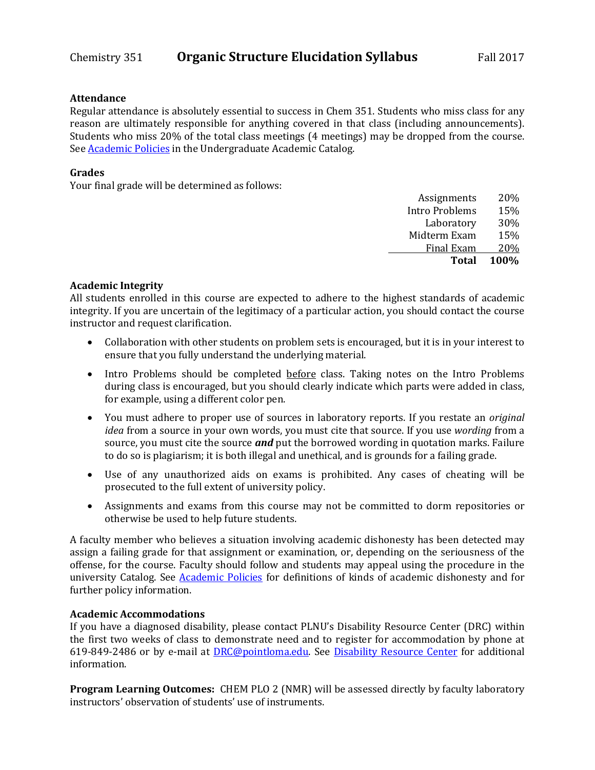### Attendance

Regular attendance is absolutely essential to success in Chem 351. Students who miss class for any reason are ultimately responsible for anything covered in that class (including announcements). Students who miss 20% of the total class meetings (4 meetings) may be dropped from the course. See [Academic Policies](#) in the Undergraduate Academic Catalog.

### Grades

Your final grade will be determined as follows:

| | |
|---:|---:|
| Assignments | 20% |
| Intro Problems | 15% |
| Laboratory | 30% |
| Midterm Exam | 15% |
| Final Exam | 20% |
| **Total** | **100%** |

### Academic Integrity

All students enrolled in this course are expected to adhere to the highest standards of academic integrity. If you are uncertain of the legitimacy of a particular action, you should contact the course instructor and request clarification.

- Collaboration with other students on problem sets is encouraged, but it is in your interest to ensure that you fully understand the underlying material.
- Intro Problems should be completed before class. Taking notes on the Intro Problems during class is encouraged, but you should clearly indicate which parts were added in class, for example, using a different color pen.
- You must adhere to proper use of sources in laboratory reports. If you restate an *original idea* from a source in your own words, you must cite that source. If you use *wording* from a source, you must cite the source ***and*** put the borrowed wording in quotation marks. Failure to do so is plagiarism; it is both illegal and unethical, and is grounds for a failing grade.
- Use of any unauthorized aids on exams is prohibited. Any cases of cheating will be prosecuted to the full extent of university policy.
- Assignments and exams from this course may not be committed to dorm repositories or otherwise be used to help future students.

A faculty member who believes a situation involving academic dishonesty has been detected may assign a failing grade for that assignment or examination, or, depending on the seriousness of the offense, for the course. Faculty should follow and students may appeal using the procedure in the university Catalog. See [Academic Policies](#) for definitions of kinds of academic dishonesty and for further policy information.

### Academic Accommodations

If you have a diagnosed disability, please contact PLNU's Disability Resource Center (DRC) within the first two weeks of class to demonstrate need and to register for accommodation by phone at 619-849-2486 or by e-mail at [DRC@pointloma.edu](mailto:DRC@pointloma.edu). See [Disability Resource Center](#) for additional information.

**Program Learning Outcomes:** CHEM PLO 2 (NMR) will be assessed directly by faculty laboratory instructors' observation of students' use of instruments.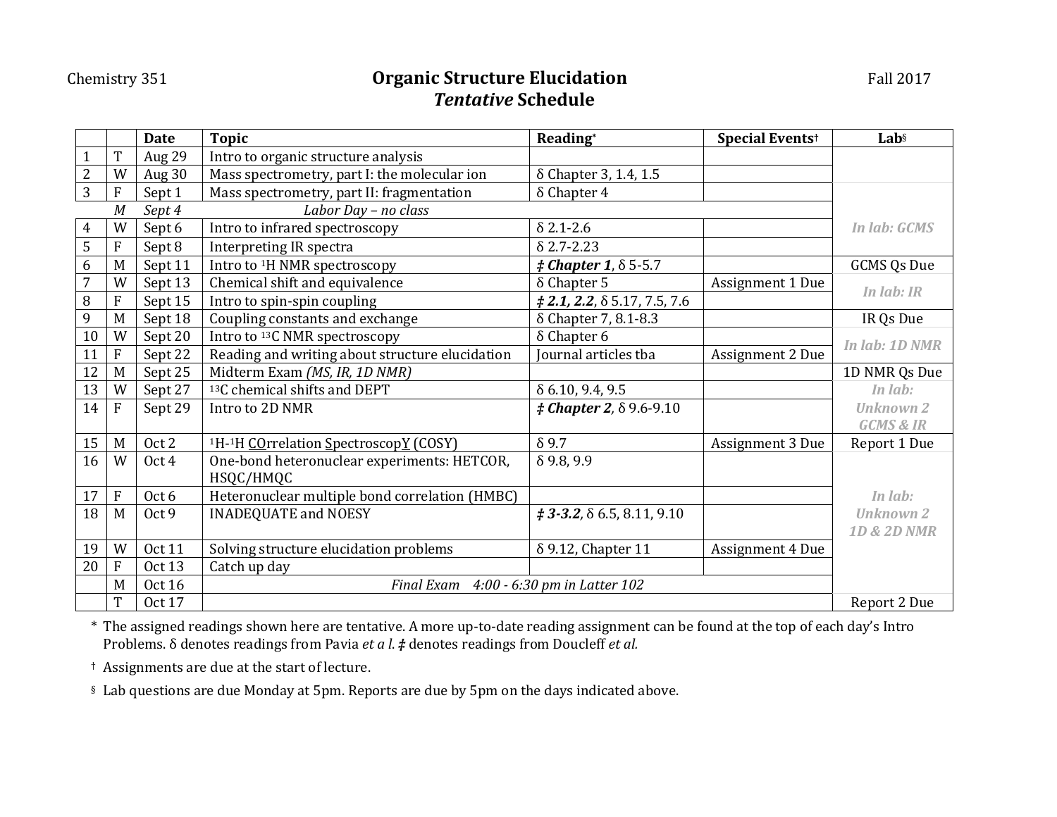Chemistry 351

# Organic Structure Elucidation
## *Tentative* Schedule

Fall 2017

| | | Date | Topic | Reading* | Special Events† | Lab§ |
|---|---|---|---|---|---|---|
| 1 | T | Aug 29 | Intro to organic structure analysis | | | |
| 2 | W | Aug 30 | Mass spectrometry, part I: the molecular ion | δ Chapter 3, 1.4, 1.5 | | |
| 3 | F | Sept 1 | Mass spectrometry, part II: fragmentation | δ Chapter 4 | | *In lab: GCMS* |
| | *M* | *Sept 4* | *Labor Day – no class* | | | |
| 4 | W | Sept 6 | Intro to infrared spectroscopy | δ 2.1-2.6 | | |
| 5 | F | Sept 8 | Interpreting IR spectra | δ 2.7-2.23 | | |
| 6 | M | Sept 11 | Intro to $^{1}$H NMR spectroscopy | ***‡ Chapter 1***, δ 5-5.7 | | GCMS Qs Due |
| 7 | W | Sept 13 | Chemical shift and equivalence | δ Chapter 5 | Assignment 1 Due | *In lab: IR* |
| 8 | F | Sept 15 | Intro to spin-spin coupling | ***‡ 2.1, 2.2***, δ 5.17, 7.5, 7.6 | | |
| 9 | M | Sept 18 | Coupling constants and exchange | δ Chapter 7, 8.1-8.3 | | IR Qs Due |
| 10 | W | Sept 20 | Intro to $^{13}$C NMR spectroscopy | δ Chapter 6 | | *In lab: 1D NMR* |
| 11 | F | Sept 22 | Reading and writing about structure elucidation | Journal articles tba | Assignment 2 Due | |
| 12 | M | Sept 25 | Midterm Exam *(MS, IR, 1D NMR)* | | | 1D NMR Qs Due |
| 13 | W | Sept 27 | $^{13}$C chemical shifts and DEPT | δ 6.10, 9.4, 9.5 | | *In lab: Unknown 2 GCMS & IR* |
| 14 | F | Sept 29 | Intro to 2D NMR | ***‡ Chapter 2***, δ 9.6-9.10 | | |
| 15 | M | Oct 2 | $^{1}$H-$^{1}$H COrrelation SpectroscopY (COSY) | δ 9.7 | Assignment 3 Due | Report 1 Due |
| 16 | W | Oct 4 | One-bond heteronuclear experiments: HETCOR, HSQC/HMQC | δ 9.8, 9.9 | | *In lab: Unknown 2 1D & 2D NMR* |
| 17 | F | Oct 6 | Heteronuclear multiple bond correlation (HMBC) | | | |
| 18 | M | Oct 9 | INADEQUATE and NOESY | ***‡ 3-3.2***, δ 6.5, 8.11, 9.10 | | |
| 19 | W | Oct 11 | Solving structure elucidation problems | δ 9.12, Chapter 11 | Assignment 4 Due | |
| 20 | F | Oct 13 | Catch up day | | | |
| | M | Oct 16 | *Final Exam 4:00 - 6:30 pm in Latter 102* | | | |
| | T | Oct 17 | | | | Report 2 Due |

\* The assigned readings shown here are tentative. A more up-to-date reading assignment can be found at the top of each day's Intro Problems. δ denotes readings from Pavia *et a l*. ‡ denotes readings from Doucleff *et al.*

† Assignments are due at the start of lecture.

§ Lab questions are due Monday at 5pm. Reports are due by 5pm on the days indicated above.